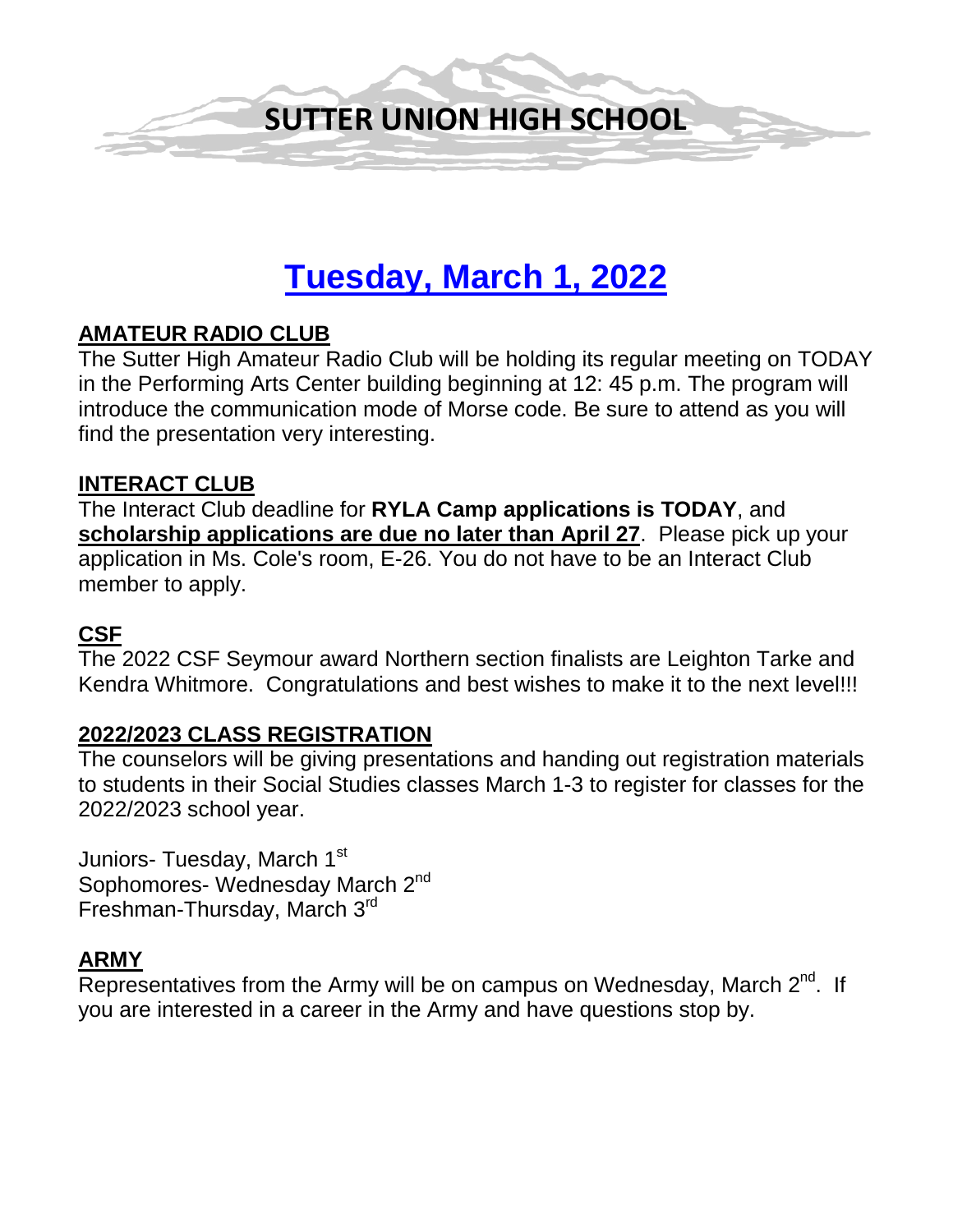# SUTTER UNION HIGH SCHOOL

## Tuesday, March 1, 2022

### AMATEUR RADIO CLUB

The Sutter High Amateur Radio Club will be holding its regular meeting on TODAY in the Performing Arts Center building beginning at 12: 45 p.m. The program will introduce the communication mode of Morse code. Be sure to attend as you will find the presentation very interesting.

### INTERACT CLUB

The Interact Club deadline for **RYLA Camp applications is TODAY**, and **scholarship applications are due no later than April 27**. Please pick up your application in Ms. Cole's room, E-26. You do not have to be an Interact Club member to apply.

### CSF

The 2022 CSF Seymour award Northern section finalists are Leighton Tarke and Kendra Whitmore. Congratulations and best wishes to make it to the next level!!!

### 2022/2023 CLASS REGISTRATION

The counselors will be giving presentations and handing out registration materials to students in their Social Studies classes March 1-3 to register for classes for the 2022/2023 school year.

Juniors- Tuesday, March 1st
Sophomores- Wednesday March 2nd
Freshman-Thursday, March 3rd

### ARMY

Representatives from the Army will be on campus on Wednesday, March 2nd. If you are interested in a career in the Army and have questions stop by.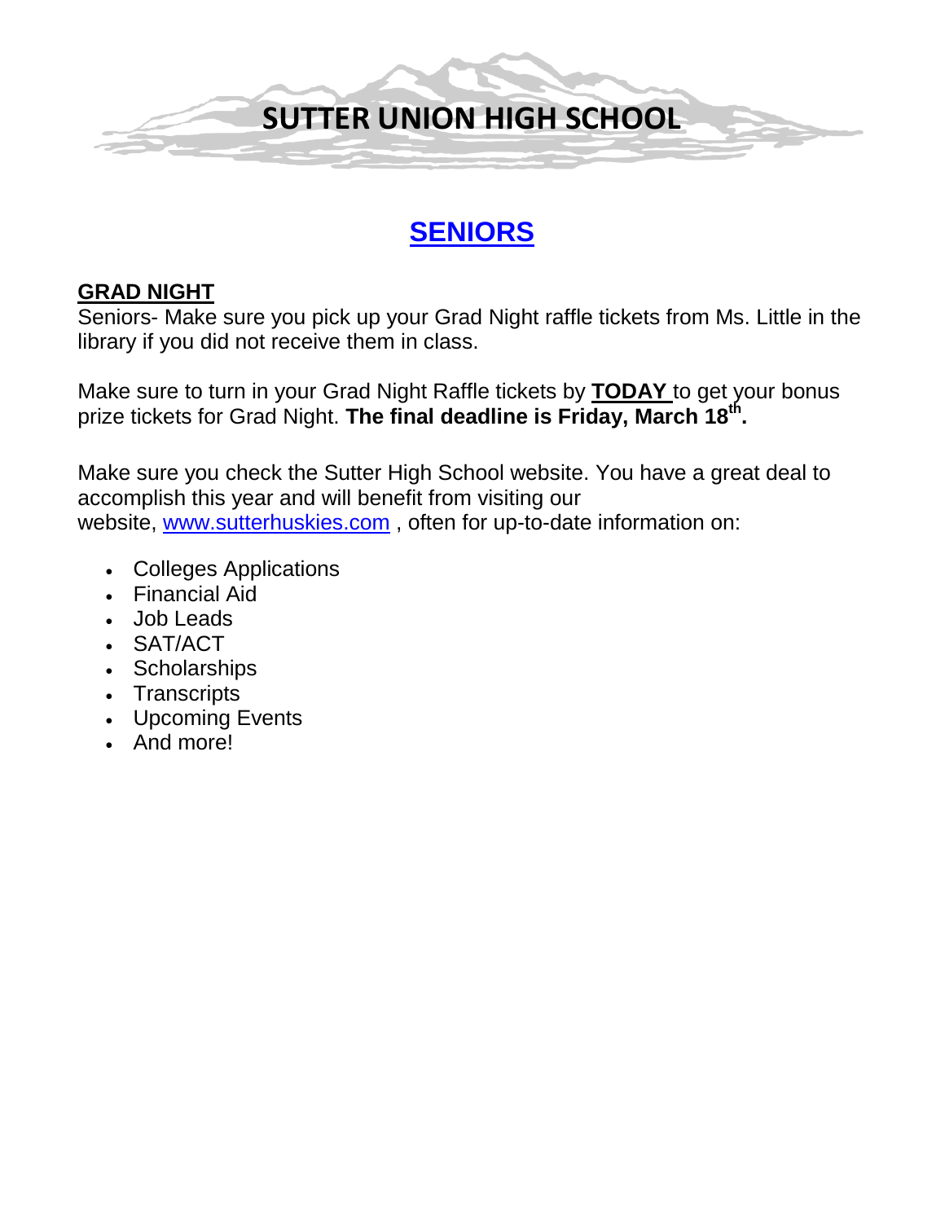# SUTTER UNION HIGH SCHOOL

## SENIORS

**GRAD NIGHT**

Seniors- Make sure you pick up your Grad Night raffle tickets from Ms. Little in the library if you did not receive them in class.

Make sure to turn in your Grad Night Raffle tickets by **TODAY** to get your bonus prize tickets for Grad Night. **The final deadline is Friday, March 18th.**

Make sure you check the Sutter High School website. You have a great deal to accomplish this year and will benefit from visiting our website, www.sutterhuskies.com , often for up-to-date information on:

- Colleges Applications
- Financial Aid
- Job Leads
- SAT/ACT
- Scholarships
- Transcripts
- Upcoming Events
- And more!